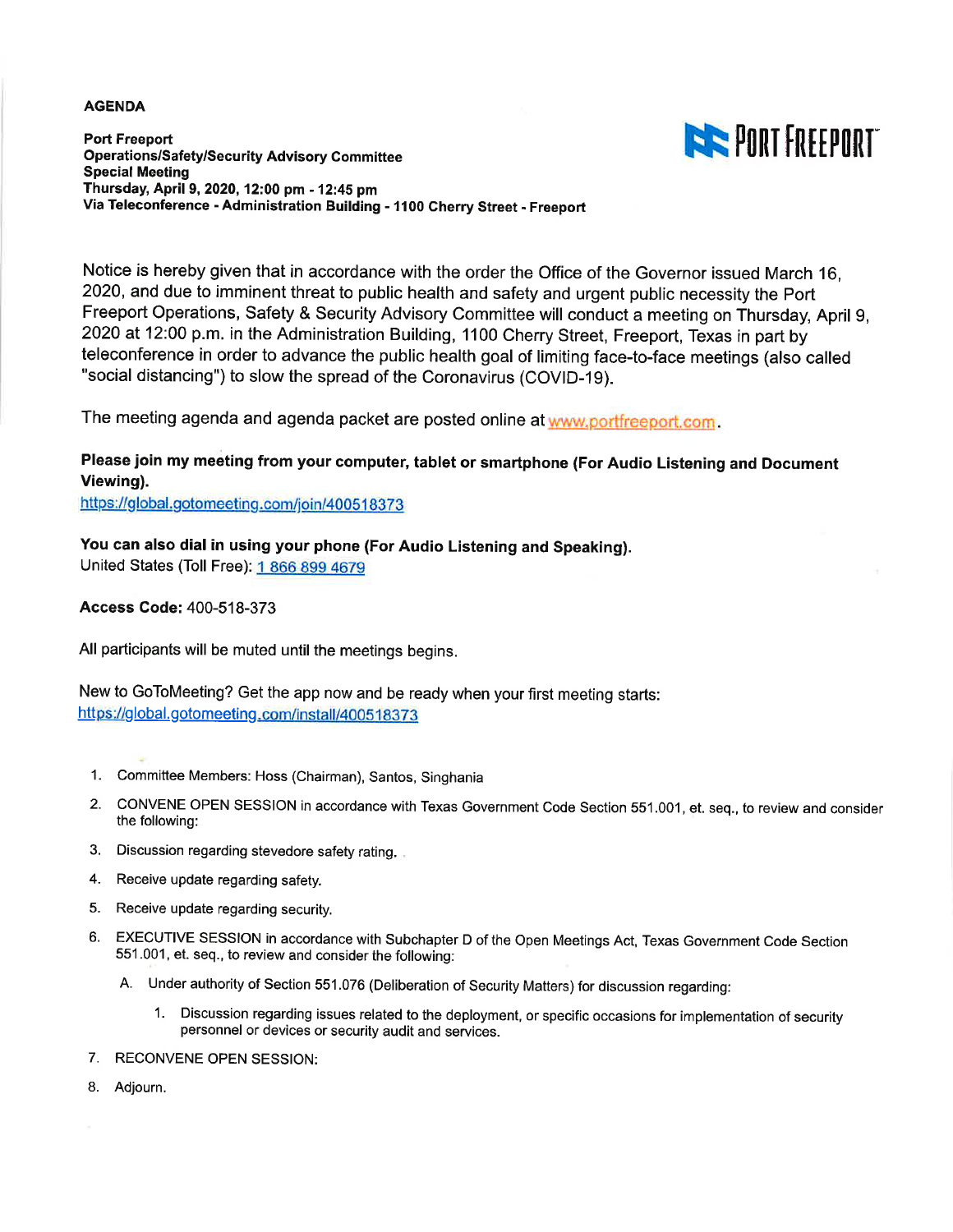**AGENDA**

**Port Freeport**
**Operations/Safety/Security Advisory Committee**
**Special Meeting**
**Thursday, April 9, 2020, 12:00 pm - 12:45 pm**
**Via Teleconference - Administration Building - 1100 Cherry Street - Freeport**

PORT FREEPORT

Notice is hereby given that in accordance with the order the Office of the Governor issued March 16, 2020, and due to imminent threat to public health and safety and urgent public necessity the Port Freeport Operations, Safety & Security Advisory Committee will conduct a meeting on Thursday, April 9, 2020 at 12:00 p.m. in the Administration Building, 1100 Cherry Street, Freeport, Texas in part by teleconference in order to advance the public health goal of limiting face-to-face meetings (also called "social distancing") to slow the spread of the Coronavirus (COVID-19).

The meeting agenda and agenda packet are posted online at www.portfreeport.com.

**Please join my meeting from your computer, tablet or smartphone (For Audio Listening and Document Viewing).**
https://global.gotomeeting.com/join/400518373

**You can also dial in using your phone (For Audio Listening and Speaking).**
United States (Toll Free): 1 866 899 4679

**Access Code:** 400-518-373

All participants will be muted until the meetings begins.

New to GoToMeeting? Get the app now and be ready when your first meeting starts:
https://global.gotomeeting.com/install/400518373

1. Committee Members: Hoss (Chairman), Santos, Singhania
2. CONVENE OPEN SESSION in accordance with Texas Government Code Section 551.001, et. seq., to review and consider the following:
3. Discussion regarding stevedore safety rating.
4. Receive update regarding safety.
5. Receive update regarding security.
6. EXECUTIVE SESSION in accordance with Subchapter D of the Open Meetings Act, Texas Government Code Section 551.001, et. seq., to review and consider the following:
   A. Under authority of Section 551.076 (Deliberation of Security Matters) for discussion regarding:
      1. Discussion regarding issues related to the deployment, or specific occasions for implementation of security personnel or devices or security audit and services.
7. RECONVENE OPEN SESSION:
8. Adjourn.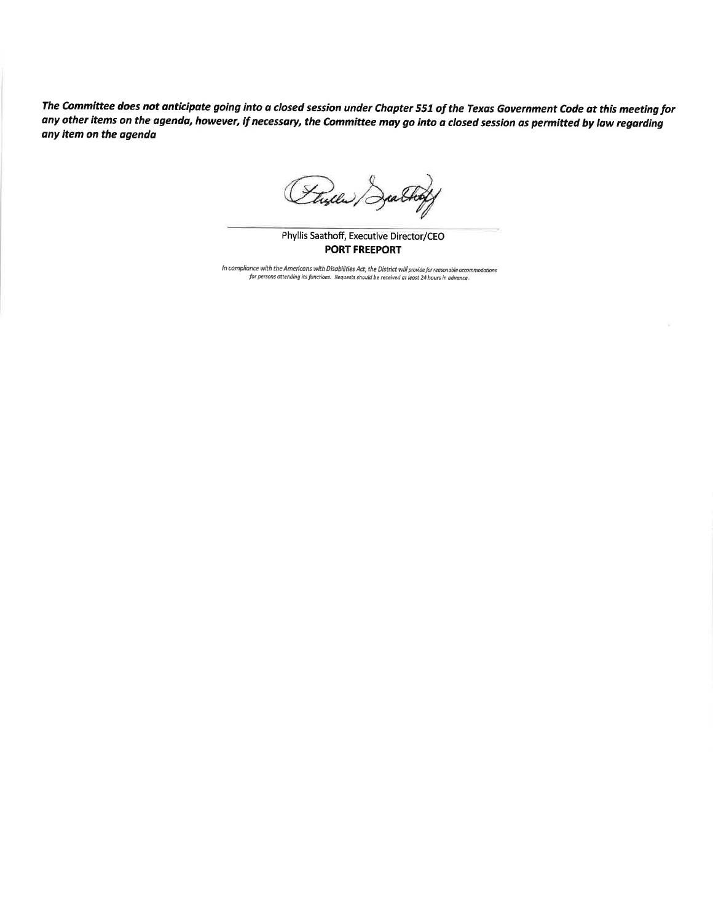***The Committee does not anticipate going into a closed session under Chapter 551 of the Texas Government Code at this meeting for any other items on the agenda, however, if necessary, the Committee may go into a closed session as permitted by law regarding any item on the agenda***

Phyllis Saathoff, Executive Director/CEO
**PORT FREEPORT**

*In compliance with the Americans with Disabilities Act, the District will provide for reasonable accommodations for persons attending its functions. Requests should be received at least 24 hours in advance.*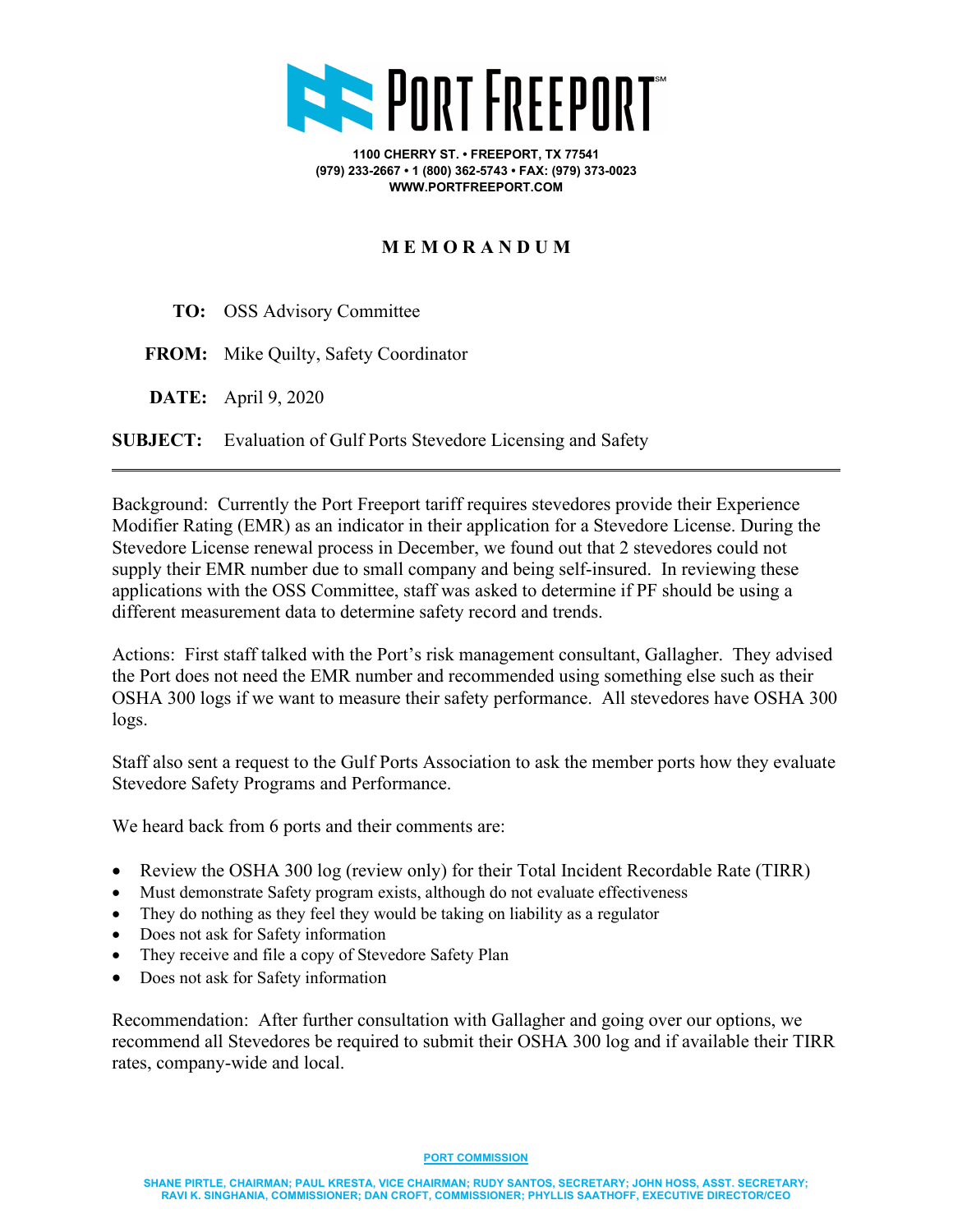# PORT FREEPORT

1100 CHERRY ST. • FREEPORT, TX 77541
(979) 233-2667 • 1 (800) 362-5743 • FAX: (979) 373-0023
WWW.PORTFREEPORT.COM

## MEMORANDUM

**TO:** OSS Advisory Committee

**FROM:** Mike Quilty, Safety Coordinator

**DATE:** April 9, 2020

**SUBJECT:** Evaluation of Gulf Ports Stevedore Licensing and Safety

---

Background: Currently the Port Freeport tariff requires stevedores provide their Experience Modifier Rating (EMR) as an indicator in their application for a Stevedore License. During the Stevedore License renewal process in December, we found out that 2 stevedores could not supply their EMR number due to small company and being self-insured. In reviewing these applications with the OSS Committee, staff was asked to determine if PF should be using a different measurement data to determine safety record and trends.

Actions: First staff talked with the Port's risk management consultant, Gallagher. They advised the Port does not need the EMR number and recommended using something else such as their OSHA 300 logs if we want to measure their safety performance. All stevedores have OSHA 300 logs.

Staff also sent a request to the Gulf Ports Association to ask the member ports how they evaluate Stevedore Safety Programs and Performance.

We heard back from 6 ports and their comments are:

- Review the OSHA 300 log (review only) for their Total Incident Recordable Rate (TIRR)
- Must demonstrate Safety program exists, although do not evaluate effectiveness
- They do nothing as they feel they would be taking on liability as a regulator
- Does not ask for Safety information
- They receive and file a copy of Stevedore Safety Plan
- Does not ask for Safety information

Recommendation: After further consultation with Gallagher and going over our options, we recommend all Stevedores be required to submit their OSHA 300 log and if available their TIRR rates, company-wide and local.

PORT COMMISSION

SHANE PIRTLE, CHAIRMAN; PAUL KRESTA, VICE CHAIRMAN; RUDY SANTOS, SECRETARY; JOHN HOSS, ASST. SECRETARY; RAVI K. SINGHANIA, COMMISSIONER; DAN CROFT, COMMISSIONER; PHYLLIS SAATHOFF, EXECUTIVE DIRECTOR/CEO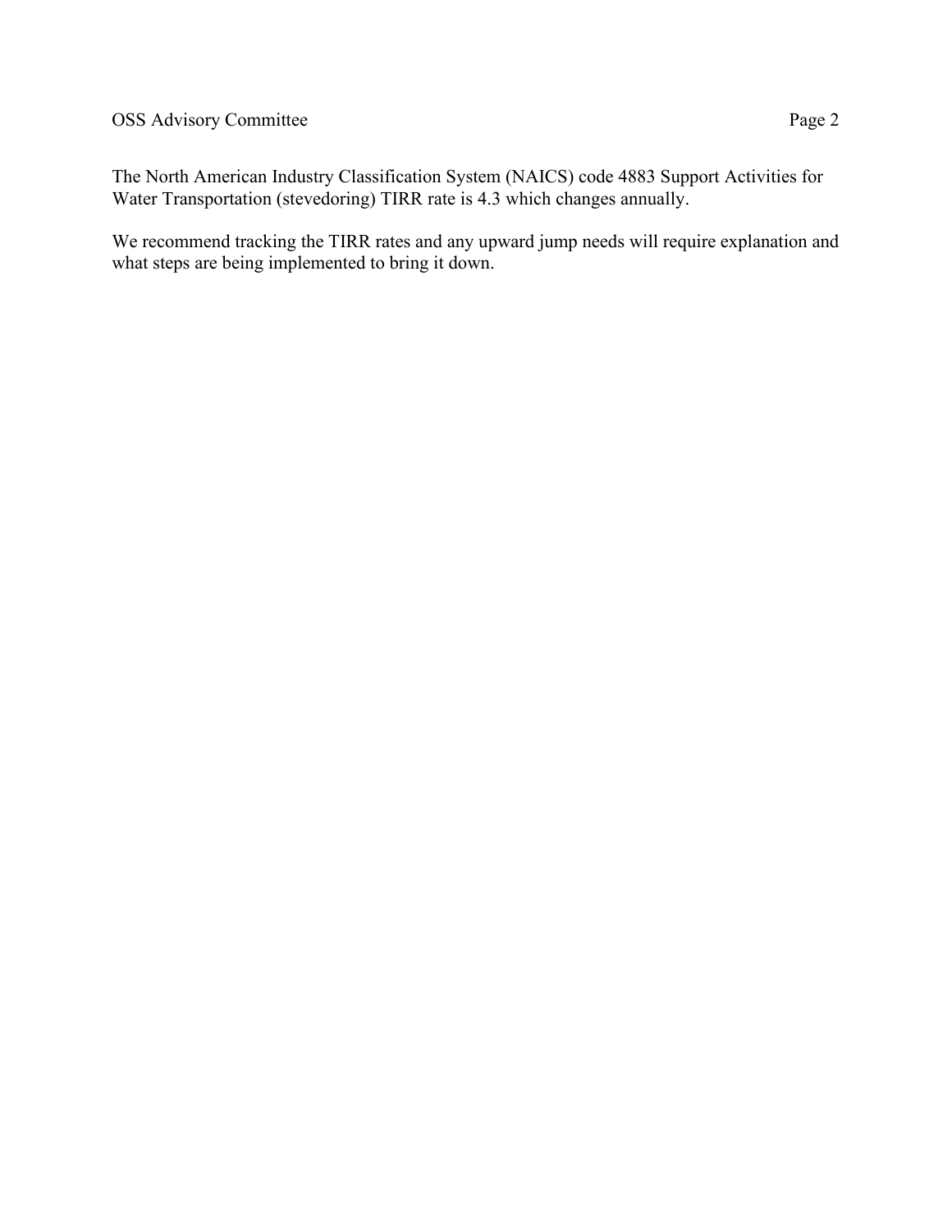The North American Industry Classification System (NAICS) code 4883 Support Activities for Water Transportation (stevedoring) TIRR rate is 4.3 which changes annually.

We recommend tracking the TIRR rates and any upward jump needs will require explanation and what steps are being implemented to bring it down.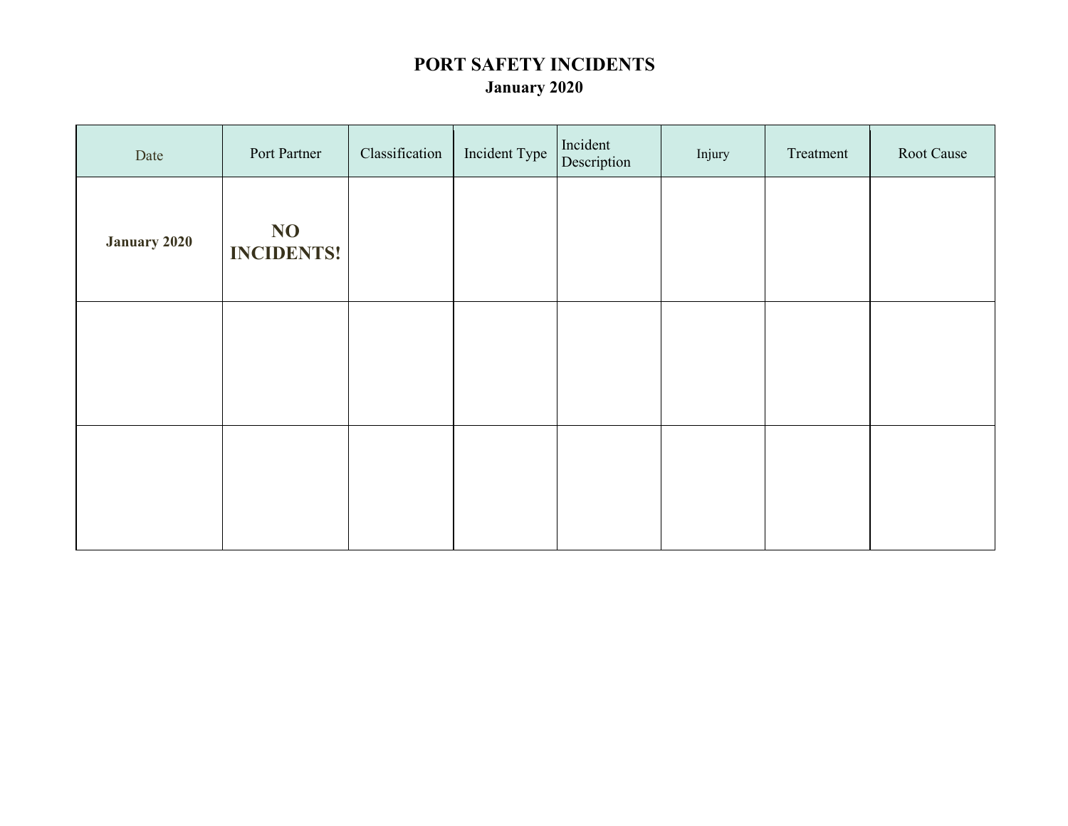# PORT SAFETY INCIDENTS

## January 2020

| Date | Port Partner | Classification | Incident Type | Incident Description | Injury | Treatment | Root Cause |
|---|---|---|---|---|---|---|---|
| **January 2020** | **NO INCIDENTS!** | | | | | | |
| | | | | | | | |
| | | | | | | | |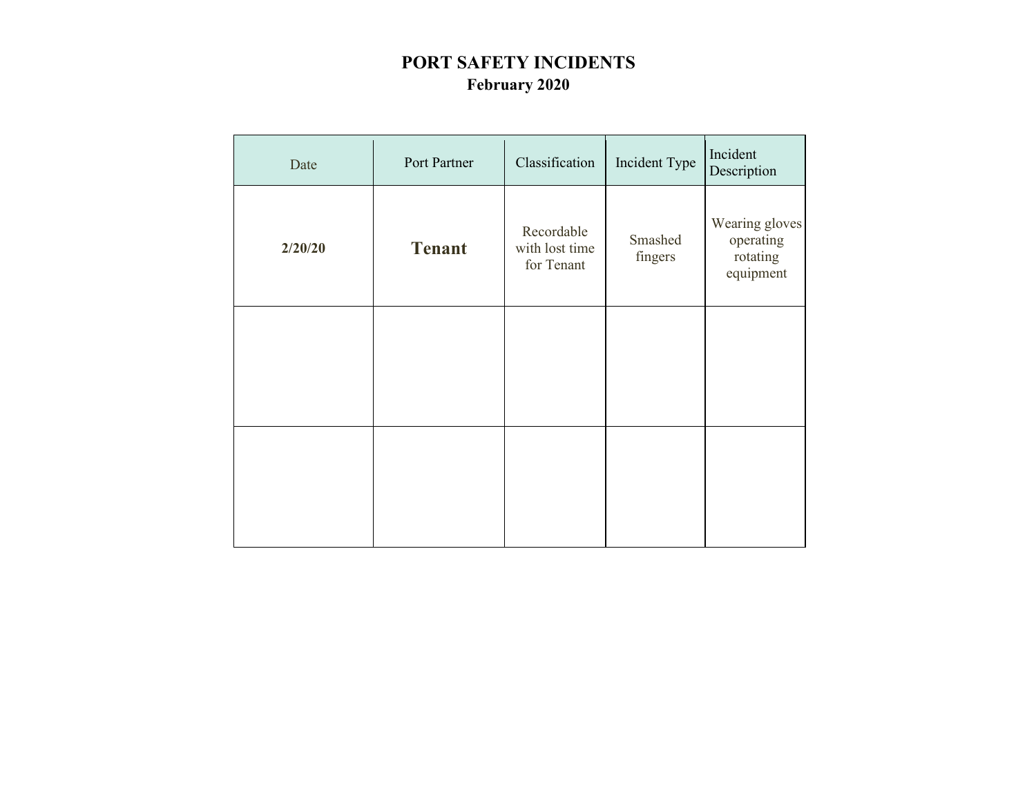# PORT SAFETY INCIDENTS

## February 2020

| Date | Port Partner | Classification | Incident Type | Incident Description |
|---|---|---|---|---|
| **2/20/20** | **Tenant** | Recordable with lost time for Tenant | Smashed fingers | Wearing gloves operating rotating equipment |
| | | | | |
| | | | | |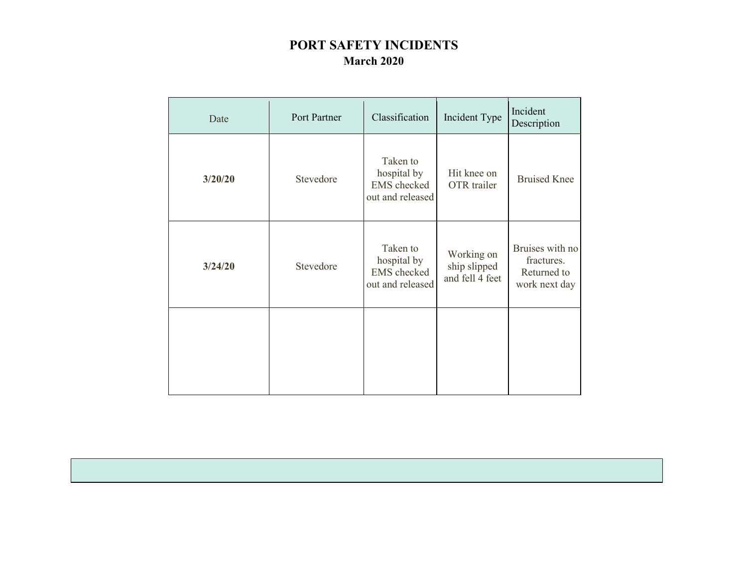# PORT SAFETY INCIDENTS

## March 2020

| Date | Port Partner | Classification | Incident Type | Incident Description |
|---|---|---|---|---|
| **3/20/20** | Stevedore | Taken to hospital by EMS checked out and released | Hit knee on OTR trailer | Bruised Knee |
| **3/24/20** | Stevedore | Taken to hospital by EMS checked out and released | Working on ship slipped and fell 4 feet | Bruises with no fractures. Returned to work next day |
| | | | | |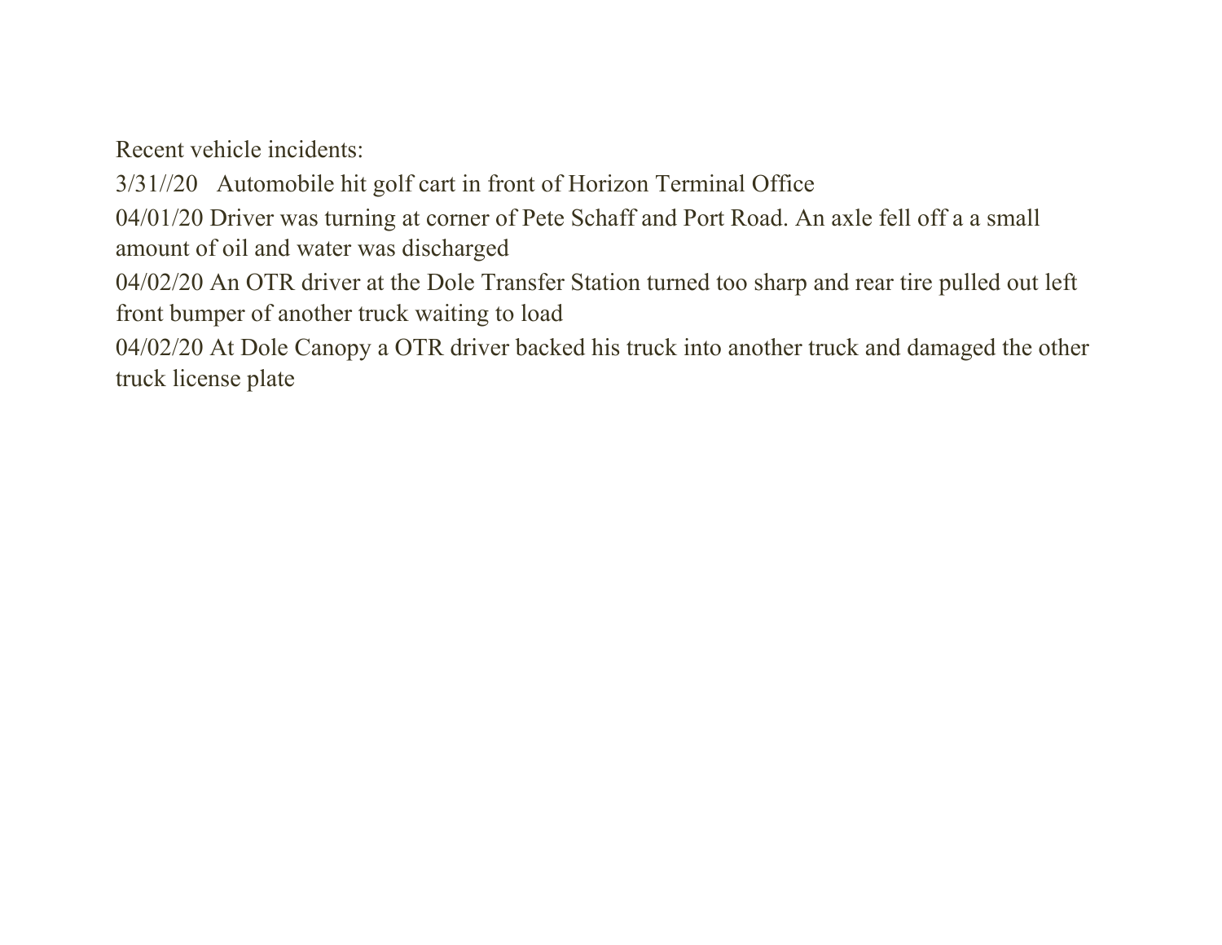Recent vehicle incidents:

3/31//20 Automobile hit golf cart in front of Horizon Terminal Office

04/01/20 Driver was turning at corner of Pete Schaff and Port Road. An axle fell off a a small amount of oil and water was discharged

04/02/20 An OTR driver at the Dole Transfer Station turned too sharp and rear tire pulled out left front bumper of another truck waiting to load

04/02/20 At Dole Canopy a OTR driver backed his truck into another truck and damaged the other truck license plate